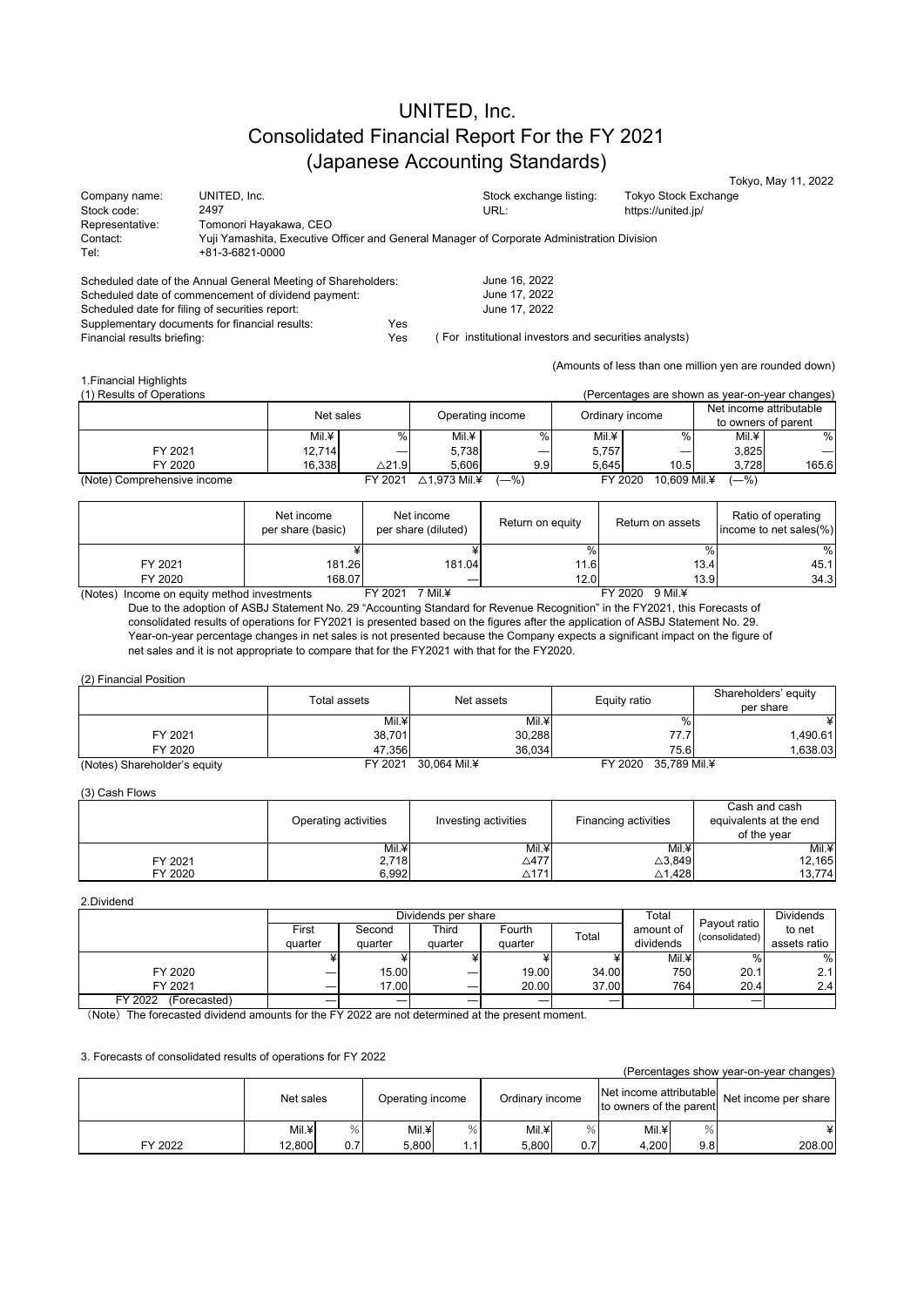# UNITED, Inc.
# Consolidated Financial Report For the FY 2021
# (Japanese Accounting Standards)

Tokyo, May 11, 2022

| | | | |
|---|---|---|---|
| Company name: | UNITED, Inc. | Stock exchange listing: | Tokyo Stock Exchange |
| Stock code: | 2497 | URL: | https://united.jp/ |
| Representative: | Tomonori Hayakawa, CEO | | |
| Contact: | Yuji Yamashita, Executive Officer and General Manager of Corporate Administration Division | | |
| Tel: | +81-3-6821-0000 | | |

Scheduled date of the Annual General Meeting of Shareholders: June 16, 2022
Scheduled date of commencement of dividend payment: June 17, 2022
Scheduled date for filing of securities report: June 17, 2022
Supplementary documents for financial results: Yes
Financial results briefing: Yes ( For institutional investors and securities analysts)

(Amounts of less than one million yen are rounded down)

1.Financial Highlights

(1) Results of Operations

(Percentages are shown as year-on-year changes)

| | Net sales | | Operating income | | Ordinary income | | Net income attributable to owners of parent | |
|---|---|---|---|---|---|---|---|---|
| | Mil.¥ | % | Mil.¥ | % | Mil.¥ | % | Mil.¥ | % |
| FY 2021 | 12,714 | — | 5,738 | — | 5,757 | — | 3,825 | — |
| FY 2020 | 16,338 | △21.9 | 5,606 | 9.9 | 5,645 | 10.5 | 3,728 | 165.6 |

(Note) Comprehensive income FY 2021 △1,973 Mil.¥ (—%) FY 2020 10,609 Mil.¥ (—%)

| | Net income per share (basic) | Net income per share (diluted) | Return on equity | Return on assets | Ratio of operating income to net sales(%) |
|---|---|---|---|---|---|
| | ¥ | ¥ | % | % | % |
| FY 2021 | 181.26 | 181.04 | 11.6 | 13.4 | 45.1 |
| FY 2020 | 168.07 | — | 12.0 | 13.9 | 34.3 |

(Notes) Income on equity method investments FY 2021 7 Mil.¥ FY 2020 9 Mil.¥

Due to the adoption of ASBJ Statement No. 29 "Accounting Standard for Revenue Recognition" in the FY2021, this Forecasts of consolidated results of operations for FY2021 is presented based on the figures after the application of ASBJ Statement No. 29. Year-on-year percentage changes in net sales is not presented because the Company expects a significant impact on the figure of net sales and it is not appropriate to compare that for the FY2021 with that for the FY2020.

(2) Financial Position

| | Total assets | Net assets | Equity ratio | Shareholders' equity per share |
|---|---|---|---|---|
| | Mil.¥ | Mil.¥ | % | ¥ |
| FY 2021 | 38,701 | 30,288 | 77.7 | 1,490.61 |
| FY 2020 | 47,356 | 36,034 | 75.6 | 1,638.03 |

(Notes) Shareholder's equity FY 2021 30,064 Mil.¥ FY 2020 35,789 Mil.¥

(3) Cash Flows

| | Operating activities | Investing activities | Financing activities | Cash and cash equivalents at the end of the year |
|---|---|---|---|---|
| | Mil.¥ | Mil.¥ | Mil.¥ | Mil.¥ |
| FY 2021 | 2,718 | △477 | △3,849 | 12,165 |
| FY 2020 | 6,992 | △171 | △1,428 | 13,774 |

2.Dividend

| | Dividends per share | | | | | Total amount of dividends | Payout ratio (consolidated) | Dividends to net assets ratio |
|---|---|---|---|---|---|---|---|---|
| | First quarter | Second quarter | Third quarter | Fourth quarter | Total | | | |
| | ¥ | ¥ | ¥ | ¥ | ¥ | Mil.¥ | % | % |
| FY 2020 | — | 15.00 | — | 19.00 | 34.00 | 750 | 20.1 | 2.1 |
| FY 2021 | — | 17.00 | — | 20.00 | 37.00 | 764 | 20.4 | 2.4 |
| FY 2022 (Forecasted) | — | — | — | — | — | | — | |

（Note）The forecasted dividend amounts for the FY 2022 are not determined at the present moment.

3. Forecasts of consolidated results of operations for FY 2022

(Percentages show year-on-year changes)

| | Net sales | | Operating income | | Ordinary income | | Net income attributable to owners of the parent | | Net income per share |
|---|---|---|---|---|---|---|---|---|---|
| | Mil.¥ | % | Mil.¥ | % | Mil.¥ | % | Mil.¥ | % | ¥ |
| FY 2022 | 12,800 | 0.7 | 5,800 | 1.1 | 5,800 | 0.7 | 4,200 | 9.8 | 208.00 |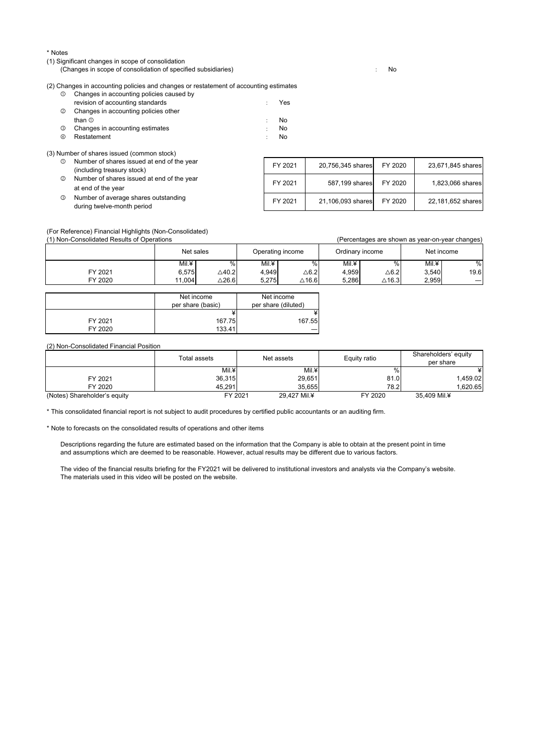\* Notes

(1) Significant changes in scope of consolidation
(Changes in scope of consolidation of specified subsidiaries) : No

(2) Changes in accounting policies and changes or restatement of accounting estimates

① Changes in accounting policies caused by revision of accounting standards : Yes
② Changes in accounting policies other than ① : No
③ Changes in accounting estimates : No
④ Restatement : No

(3) Number of shares issued (common stock)

| | | | | |
|---|---|---|---|---|
| ① Number of shares issued at end of the year (including treasury stock) | FY 2021 | 20,756,345 shares | FY 2020 | 23,671,845 shares |
| ② Number of shares issued at end of the year at end of the year | FY 2021 | 587,199 shares | FY 2020 | 1,823,066 shares |
| ③ Number of average shares outstanding during twelve-month period | FY 2021 | 21,106,093 shares | FY 2020 | 22,181,652 shares |

(For Reference) Financial Highlights (Non-Consolidated)

(1) Non-Consolidated Results of Operations

(Percentages are shown as year-on-year changes)

| | Net sales | | Operating income | | Ordinary income | | Net income | |
|---|---|---|---|---|---|---|---|---|
| | Mil.¥ | % | Mil.¥ | % | Mil.¥ | % | Mil.¥ | % |
| FY 2021 | 6,575 | △40.2 | 4,949 | △6.2 | 4,959 | △6.2 | 3,540 | 19.6 |
| FY 2020 | 11,004 | △26.6 | 5,275 | △16.6 | 5,286 | △16.3 | 2,959 | — |

| | Net income per share (basic) | Net income per share (diluted) |
|---|---|---|
| | ¥ | ¥ |
| FY 2021 | 167.75 | 167.55 |
| FY 2020 | 133.41 | — |

(2) Non-Consolidated Financial Position

| | Total assets | Net assets | Equity ratio | Shareholders' equity per share |
|---|---|---|---|---|
| | Mil.¥ | Mil.¥ | % | ¥ |
| FY 2021 | 36,315 | 29,651 | 81.0 | 1,459.02 |
| FY 2020 | 45,291 | 35,655 | 78.2 | 1,620.65 |
| (Notes) Shareholder's equity | FY 2021 | 29,427 Mil.¥ | FY 2020 | 35,409 Mil.¥ |

\* This consolidated financial report is not subject to audit procedures by certified public accountants or an auditing firm.

\* Note to forecasts on the consolidated results of operations and other items

Descriptions regarding the future are estimated based on the information that the Company is able to obtain at the present point in time and assumptions which are deemed to be reasonable. However, actual results may be different due to various factors.

The video of the financial results briefing for the FY2021 will be delivered to institutional investors and analysts via the Company's website. The materials used in this video will be posted on the website.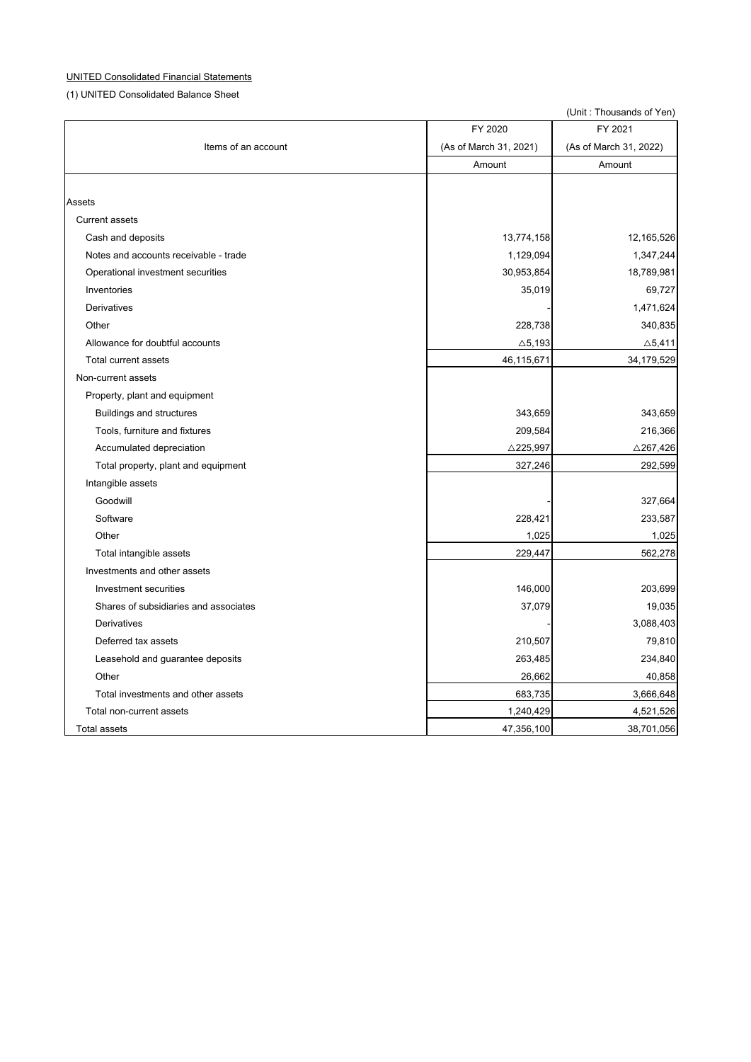UNITED Consolidated Financial Statements

(1) UNITED Consolidated Balance Sheet

(Unit : Thousands of Yen)

| Items of an account | FY 2020 (As of March 31, 2021) Amount | FY 2021 (As of March 31, 2022) Amount |
|---|---|---|
| Assets | | |
| Current assets | | |
| Cash and deposits | 13,774,158 | 12,165,526 |
| Notes and accounts receivable - trade | 1,129,094 | 1,347,244 |
| Operational investment securities | 30,953,854 | 18,789,981 |
| Inventories | 35,019 | 69,727 |
| Derivatives | - | 1,471,624 |
| Other | 228,738 | 340,835 |
| Allowance for doubtful accounts | △5,193 | △5,411 |
| Total current assets | 46,115,671 | 34,179,529 |
| Non-current assets | | |
| Property, plant and equipment | | |
| Buildings and structures | 343,659 | 343,659 |
| Tools, furniture and fixtures | 209,584 | 216,366 |
| Accumulated depreciation | △225,997 | △267,426 |
| Total property, plant and equipment | 327,246 | 292,599 |
| Intangible assets | | |
| Goodwill | - | 327,664 |
| Software | 228,421 | 233,587 |
| Other | 1,025 | 1,025 |
| Total intangible assets | 229,447 | 562,278 |
| Investments and other assets | | |
| Investment securities | 146,000 | 203,699 |
| Shares of subsidiaries and associates | 37,079 | 19,035 |
| Derivatives | - | 3,088,403 |
| Deferred tax assets | 210,507 | 79,810 |
| Leasehold and guarantee deposits | 263,485 | 234,840 |
| Other | 26,662 | 40,858 |
| Total investments and other assets | 683,735 | 3,666,648 |
| Total non-current assets | 1,240,429 | 4,521,526 |
| Total assets | 47,356,100 | 38,701,056 |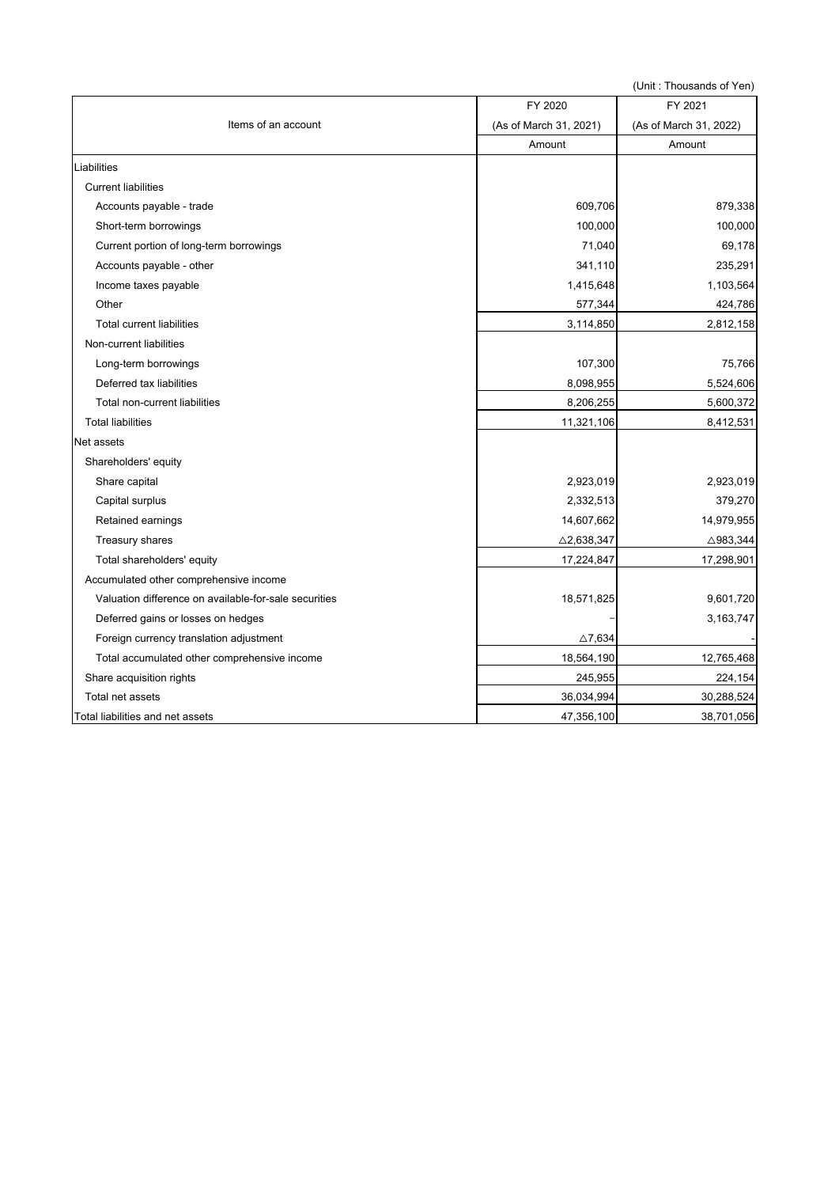(Unit : Thousands of Yen)

| Items of an account | FY 2020 (As of March 31, 2021) | FY 2021 (As of March 31, 2022) |
|---|---|---|
| | Amount | Amount |
| Liabilities | | |
| Current liabilities | | |
| Accounts payable - trade | 609,706 | 879,338 |
| Short-term borrowings | 100,000 | 100,000 |
| Current portion of long-term borrowings | 71,040 | 69,178 |
| Accounts payable - other | 341,110 | 235,291 |
| Income taxes payable | 1,415,648 | 1,103,564 |
| Other | 577,344 | 424,786 |
| Total current liabilities | 3,114,850 | 2,812,158 |
| Non-current liabilities | | |
| Long-term borrowings | 107,300 | 75,766 |
| Deferred tax liabilities | 8,098,955 | 5,524,606 |
| Total non-current liabilities | 8,206,255 | 5,600,372 |
| Total liabilities | 11,321,106 | 8,412,531 |
| Net assets | | |
| Shareholders' equity | | |
| Share capital | 2,923,019 | 2,923,019 |
| Capital surplus | 2,332,513 | 379,270 |
| Retained earnings | 14,607,662 | 14,979,955 |
| Treasury shares | △2,638,347 | △983,344 |
| Total shareholders' equity | 17,224,847 | 17,298,901 |
| Accumulated other comprehensive income | | |
| Valuation difference on available-for-sale securities | 18,571,825 | 9,601,720 |
| Deferred gains or losses on hedges | – | 3,163,747 |
| Foreign currency translation adjustment | △7,634 | - |
| Total accumulated other comprehensive income | 18,564,190 | 12,765,468 |
| Share acquisition rights | 245,955 | 224,154 |
| Total net assets | 36,034,994 | 30,288,524 |
| Total liabilities and net assets | 47,356,100 | 38,701,056 |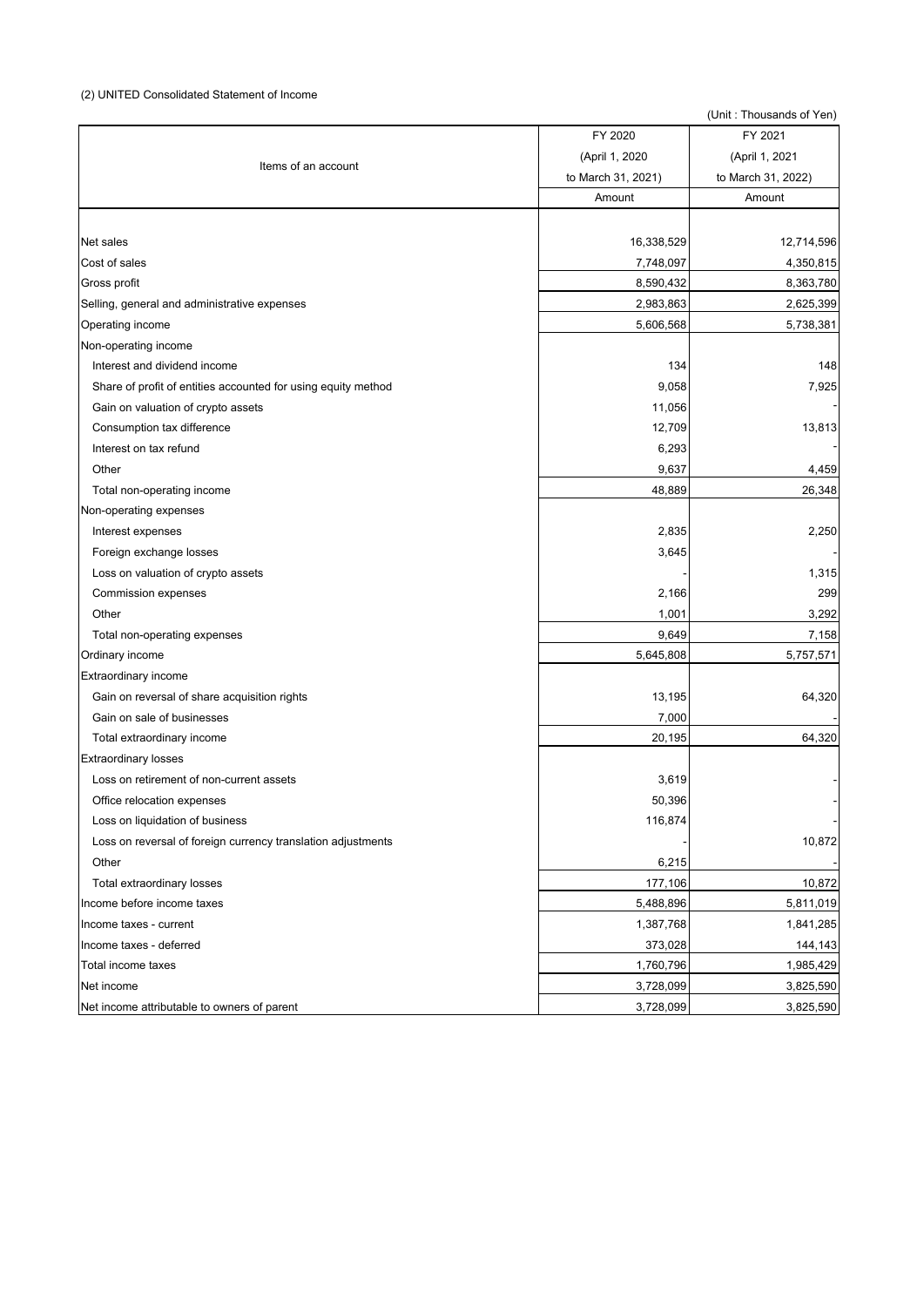(2) UNITED Consolidated Statement of Income

(Unit : Thousands of Yen)

| Items of an account | FY 2020 (April 1, 2020 to March 31, 2021) | FY 2021 (April 1, 2021 to March 31, 2022) |
|---|---|---|
| | Amount | Amount |
| Net sales | 16,338,529 | 12,714,596 |
| Cost of sales | 7,748,097 | 4,350,815 |
| Gross profit | 8,590,432 | 8,363,780 |
| Selling, general and administrative expenses | 2,983,863 | 2,625,399 |
| Operating income | 5,606,568 | 5,738,381 |
| Non-operating income | | |
| Interest and dividend income | 134 | 148 |
| Share of profit of entities accounted for using equity method | 9,058 | 7,925 |
| Gain on valuation of crypto assets | 11,056 | - |
| Consumption tax difference | 12,709 | 13,813 |
| Interest on tax refund | 6,293 | - |
| Other | 9,637 | 4,459 |
| Total non-operating income | 48,889 | 26,348 |
| Non-operating expenses | | |
| Interest expenses | 2,835 | 2,250 |
| Foreign exchange losses | 3,645 | - |
| Loss on valuation of crypto assets | - | 1,315 |
| Commission expenses | 2,166 | 299 |
| Other | 1,001 | 3,292 |
| Total non-operating expenses | 9,649 | 7,158 |
| Ordinary income | 5,645,808 | 5,757,571 |
| Extraordinary income | | |
| Gain on reversal of share acquisition rights | 13,195 | 64,320 |
| Gain on sale of businesses | 7,000 | - |
| Total extraordinary income | 20,195 | 64,320 |
| Extraordinary losses | | |
| Loss on retirement of non-current assets | 3,619 | - |
| Office relocation expenses | 50,396 | - |
| Loss on liquidation of business | 116,874 | - |
| Loss on reversal of foreign currency translation adjustments | - | 10,872 |
| Other | 6,215 | - |
| Total extraordinary losses | 177,106 | 10,872 |
| Income before income taxes | 5,488,896 | 5,811,019 |
| Income taxes - current | 1,387,768 | 1,841,285 |
| Income taxes - deferred | 373,028 | 144,143 |
| Total income taxes | 1,760,796 | 1,985,429 |
| Net income | 3,728,099 | 3,825,590 |
| Net income attributable to owners of parent | 3,728,099 | 3,825,590 |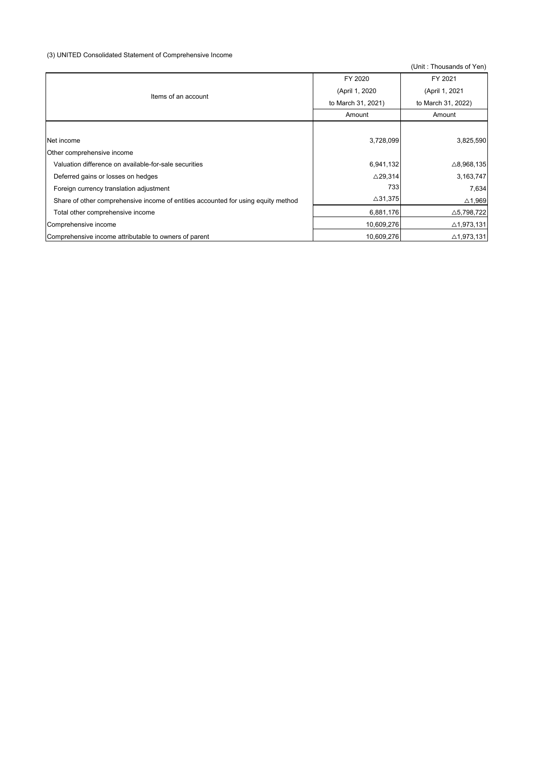(3) UNITED Consolidated Statement of Comprehensive Income

(Unit : Thousands of Yen)

| Items of an account | FY 2020 (April 1, 2020 to March 31, 2021) | FY 2021 (April 1, 2021 to March 31, 2022) |
|---|---|---|
| | Amount | Amount |
| Net income | 3,728,099 | 3,825,590 |
| Other comprehensive income | | |
| Valuation difference on available-for-sale securities | 6,941,132 | △8,968,135 |
| Deferred gains or losses on hedges | △29,314 | 3,163,747 |
| Foreign currency translation adjustment | 733 | 7,634 |
| Share of other comprehensive income of entities accounted for using equity method | △31,375 | △1,969 |
| Total other comprehensive income | 6,881,176 | △5,798,722 |
| Comprehensive income | 10,609,276 | △1,973,131 |
| Comprehensive income attributable to owners of parent | 10,609,276 | △1,973,131 |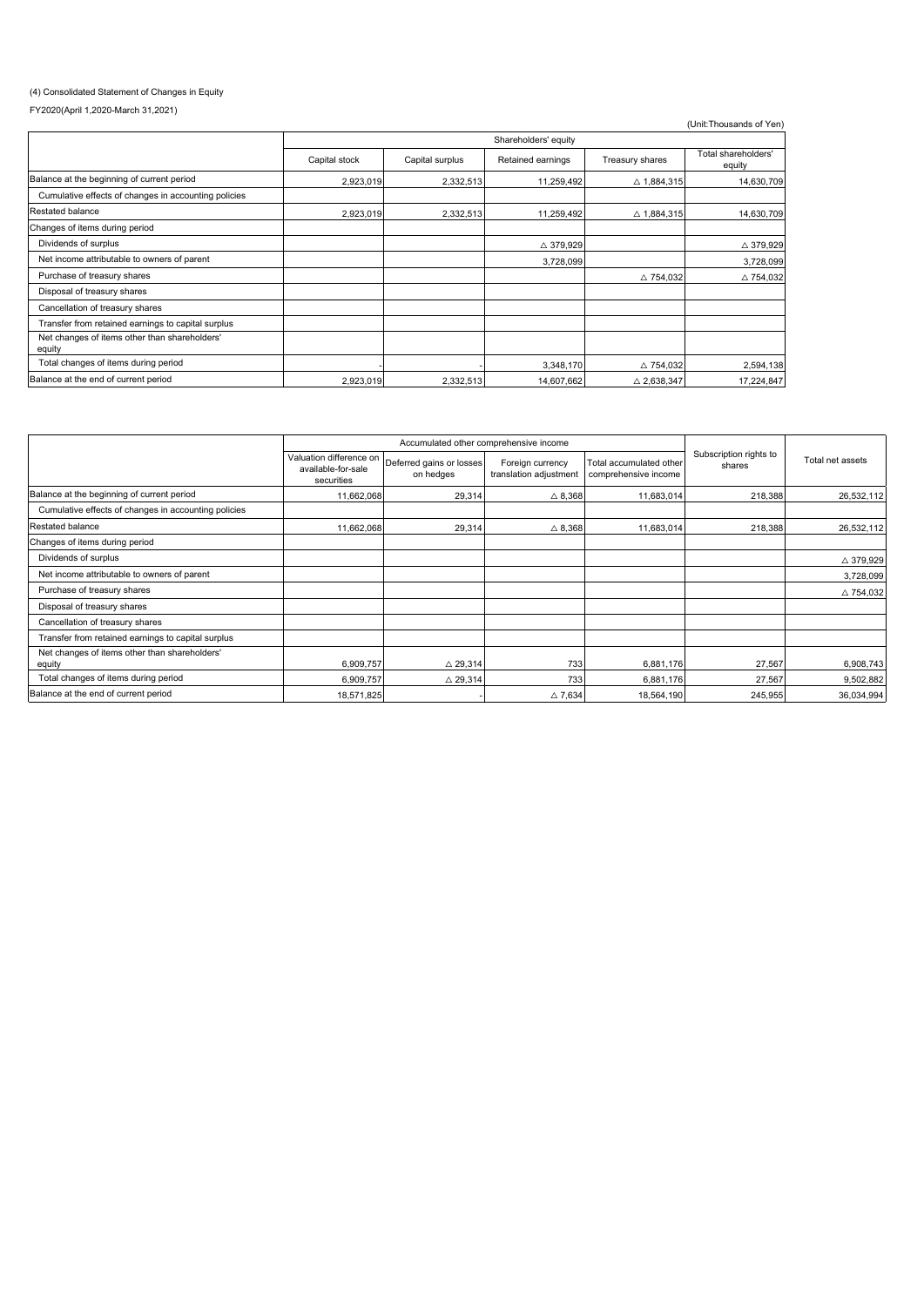(4) Consolidated Statement of Changes in Equity

FY2020(April 1,2020-March 31,2021)

(Unit:Thousands of Yen)

| | Shareholders' equity | | | | |
|---|---|---|---|---|---|
| | Capital stock | Capital surplus | Retained earnings | Treasury shares | Total shareholders' equity |
| Balance at the beginning of current period | 2,923,019 | 2,332,513 | 11,259,492 | △ 1,884,315 | 14,630,709 |
| Cumulative effects of changes in accounting policies | | | | | |
| Restated balance | 2,923,019 | 2,332,513 | 11,259,492 | △ 1,884,315 | 14,630,709 |
| Changes of items during period | | | | | |
| Dividends of surplus | | | △ 379,929 | | △ 379,929 |
| Net income attributable to owners of parent | | | 3,728,099 | | 3,728,099 |
| Purchase of treasury shares | | | | △ 754,032 | △ 754,032 |
| Disposal of treasury shares | | | | | |
| Cancellation of treasury shares | | | | | |
| Transfer from retained earnings to capital surplus | | | | | |
| Net changes of items other than shareholders' equity | | | | | |
| Total changes of items during period | - | - | 3,348,170 | △ 754,032 | 2,594,138 |
| Balance at the end of current period | 2,923,019 | 2,332,513 | 14,607,662 | △ 2,638,347 | 17,224,847 |

| | Accumulated other comprehensive income | | | | Subscription rights to shares | Total net assets |
|---|---|---|---|---|---|---|
| | Valuation difference on available-for-sale securities | Deferred gains or losses on hedges | Foreign currency translation adjustment | Total accumulated other comprehensive income | | |
| Balance at the beginning of current period | 11,662,068 | 29,314 | △ 8,368 | 11,683,014 | 218,388 | 26,532,112 |
| Cumulative effects of changes in accounting policies | | | | | | |
| Restated balance | 11,662,068 | 29,314 | △ 8,368 | 11,683,014 | 218,388 | 26,532,112 |
| Changes of items during period | | | | | | |
| Dividends of surplus | | | | | | △ 379,929 |
| Net income attributable to owners of parent | | | | | | 3,728,099 |
| Purchase of treasury shares | | | | | | △ 754,032 |
| Disposal of treasury shares | | | | | | |
| Cancellation of treasury shares | | | | | | |
| Transfer from retained earnings to capital surplus | | | | | | |
| Net changes of items other than shareholders' equity | 6,909,757 | △ 29,314 | 733 | 6,881,176 | 27,567 | 6,908,743 |
| Total changes of items during period | 6,909,757 | △ 29,314 | 733 | 6,881,176 | 27,567 | 9,502,882 |
| Balance at the end of current period | 18,571,825 | - | △ 7,634 | 18,564,190 | 245,955 | 36,034,994 |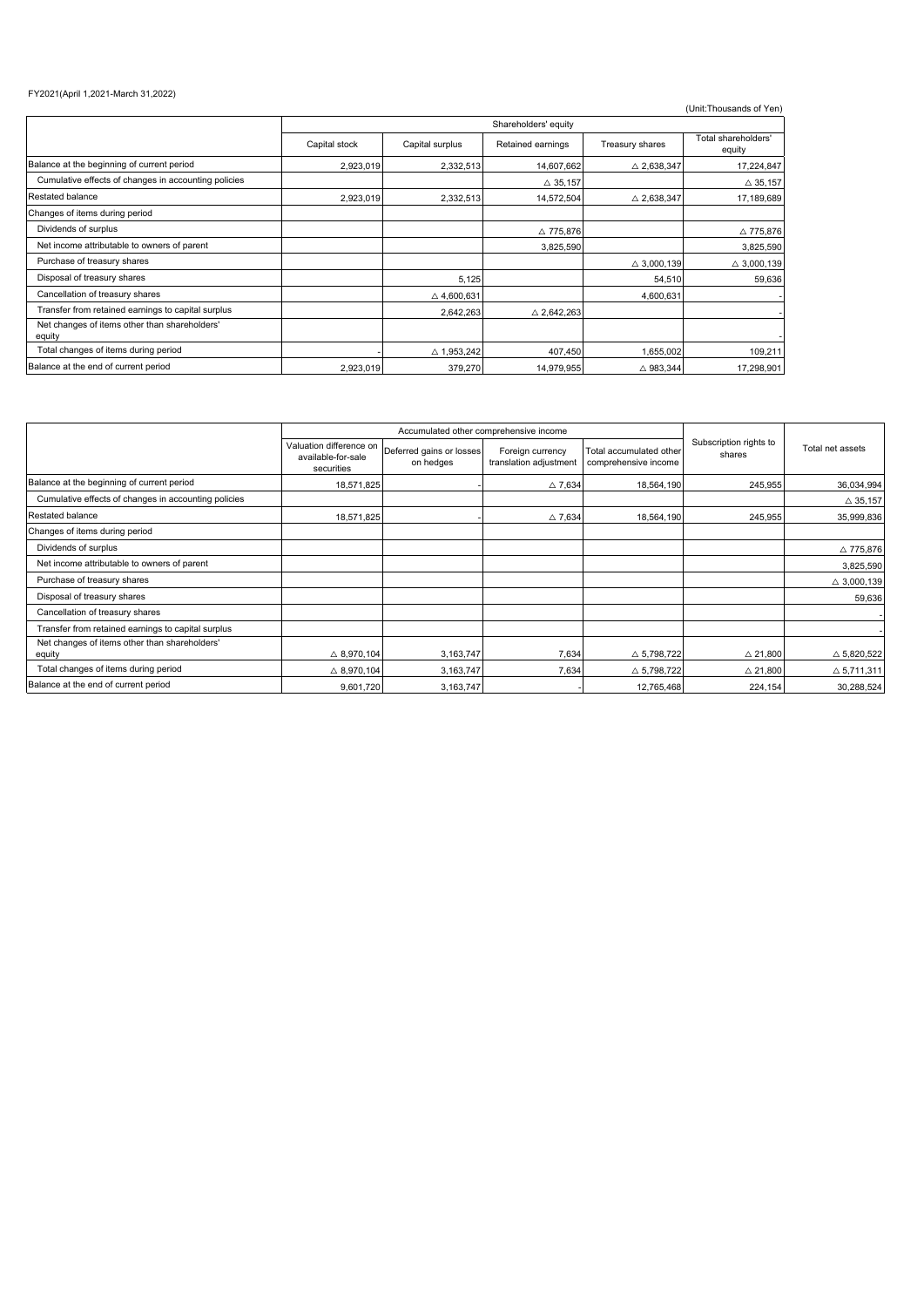FY2021(April 1,2021-March 31,2022)

(Unit:Thousands of Yen)

| | Shareholders' equity | | | | |
|---|---|---|---|---|---|
| | Capital stock | Capital surplus | Retained earnings | Treasury shares | Total shareholders' equity |
| Balance at the beginning of current period | 2,923,019 | 2,332,513 | 14,607,662 | △ 2,638,347 | 17,224,847 |
| Cumulative effects of changes in accounting policies | | | △ 35,157 | | △ 35,157 |
| Restated balance | 2,923,019 | 2,332,513 | 14,572,504 | △ 2,638,347 | 17,189,689 |
| Changes of items during period | | | | | |
| Dividends of surplus | | | △ 775,876 | | △ 775,876 |
| Net income attributable to owners of parent | | | 3,825,590 | | 3,825,590 |
| Purchase of treasury shares | | | | △ 3,000,139 | △ 3,000,139 |
| Disposal of treasury shares | | 5,125 | | 54,510 | 59,636 |
| Cancellation of treasury shares | | △ 4,600,631 | | 4,600,631 | - |
| Transfer from retained earnings to capital surplus | | 2,642,263 | △ 2,642,263 | | - |
| Net changes of items other than shareholders' equity | | | | | - |
| Total changes of items during period | - | △ 1,953,242 | 407,450 | 1,655,002 | 109,211 |
| Balance at the end of current period | 2,923,019 | 379,270 | 14,979,955 | △ 983,344 | 17,298,901 |

| | Accumulated other comprehensive income | | | | Subscription rights to shares | Total net assets |
|---|---|---|---|---|---|---|
| | Valuation difference on available-for-sale securities | Deferred gains or losses on hedges | Foreign currency translation adjustment | Total accumulated other comprehensive income | | |
| Balance at the beginning of current period | 18,571,825 | - | △ 7,634 | 18,564,190 | 245,955 | 36,034,994 |
| Cumulative effects of changes in accounting policies | | | | | | △ 35,157 |
| Restated balance | 18,571,825 | - | △ 7,634 | 18,564,190 | 245,955 | 35,999,836 |
| Changes of items during period | | | | | | |
| Dividends of surplus | | | | | | △ 775,876 |
| Net income attributable to owners of parent | | | | | | 3,825,590 |
| Purchase of treasury shares | | | | | | △ 3,000,139 |
| Disposal of treasury shares | | | | | | 59,636 |
| Cancellation of treasury shares | | | | | | - |
| Transfer from retained earnings to capital surplus | | | | | | - |
| Net changes of items other than shareholders' equity | △ 8,970,104 | 3,163,747 | 7,634 | △ 5,798,722 | △ 21,800 | △ 5,820,522 |
| Total changes of items during period | △ 8,970,104 | 3,163,747 | 7,634 | △ 5,798,722 | △ 21,800 | △ 5,711,311 |
| Balance at the end of current period | 9,601,720 | 3,163,747 | - | 12,765,468 | 224,154 | 30,288,524 |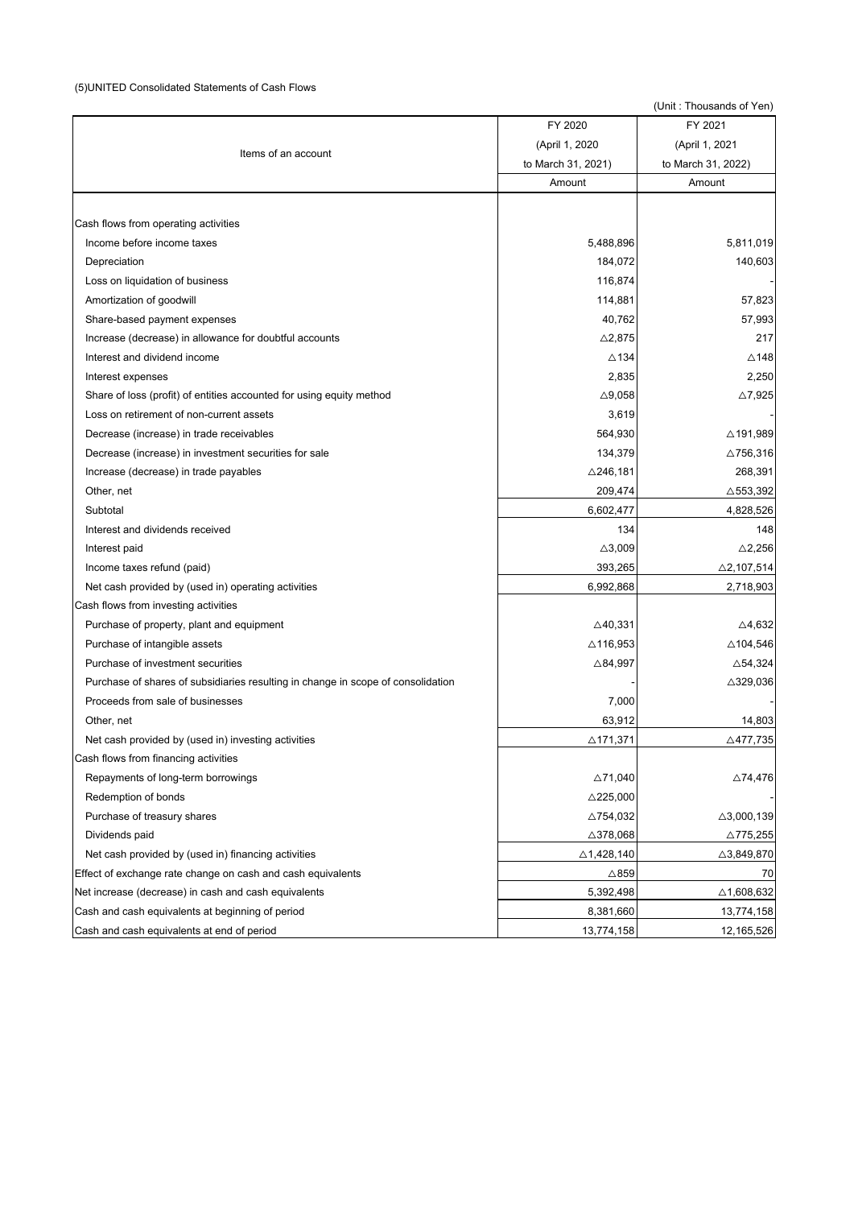(5)UNITED Consolidated Statements of Cash Flows

(Unit : Thousands of Yen)

| Items of an account | FY 2020 (April 1, 2020 to March 31, 2021) Amount | FY 2021 (April 1, 2021 to March 31, 2022) Amount |
|---|---|---|
| Cash flows from operating activities | | |
| Income before income taxes | 5,488,896 | 5,811,019 |
| Depreciation | 184,072 | 140,603 |
| Loss on liquidation of business | 116,874 | - |
| Amortization of goodwill | 114,881 | 57,823 |
| Share-based payment expenses | 40,762 | 57,993 |
| Increase (decrease) in allowance for doubtful accounts | △2,875 | 217 |
| Interest and dividend income | △134 | △148 |
| Interest expenses | 2,835 | 2,250 |
| Share of loss (profit) of entities accounted for using equity method | △9,058 | △7,925 |
| Loss on retirement of non-current assets | 3,619 | - |
| Decrease (increase) in trade receivables | 564,930 | △191,989 |
| Decrease (increase) in investment securities for sale | 134,379 | △756,316 |
| Increase (decrease) in trade payables | △246,181 | 268,391 |
| Other, net | 209,474 | △553,392 |
| Subtotal | 6,602,477 | 4,828,526 |
| Interest and dividends received | 134 | 148 |
| Interest paid | △3,009 | △2,256 |
| Income taxes refund (paid) | 393,265 | △2,107,514 |
| Net cash provided by (used in) operating activities | 6,992,868 | 2,718,903 |
| Cash flows from investing activities | | |
| Purchase of property, plant and equipment | △40,331 | △4,632 |
| Purchase of intangible assets | △116,953 | △104,546 |
| Purchase of investment securities | △84,997 | △54,324 |
| Purchase of shares of subsidiaries resulting in change in scope of consolidation | - | △329,036 |
| Proceeds from sale of businesses | 7,000 | - |
| Other, net | 63,912 | 14,803 |
| Net cash provided by (used in) investing activities | △171,371 | △477,735 |
| Cash flows from financing activities | | |
| Repayments of long-term borrowings | △71,040 | △74,476 |
| Redemption of bonds | △225,000 | - |
| Purchase of treasury shares | △754,032 | △3,000,139 |
| Dividends paid | △378,068 | △775,255 |
| Net cash provided by (used in) financing activities | △1,428,140 | △3,849,870 |
| Effect of exchange rate change on cash and cash equivalents | △859 | 70 |
| Net increase (decrease) in cash and cash equivalents | 5,392,498 | △1,608,632 |
| Cash and cash equivalents at beginning of period | 8,381,660 | 13,774,158 |
| Cash and cash equivalents at end of period | 13,774,158 | 12,165,526 |